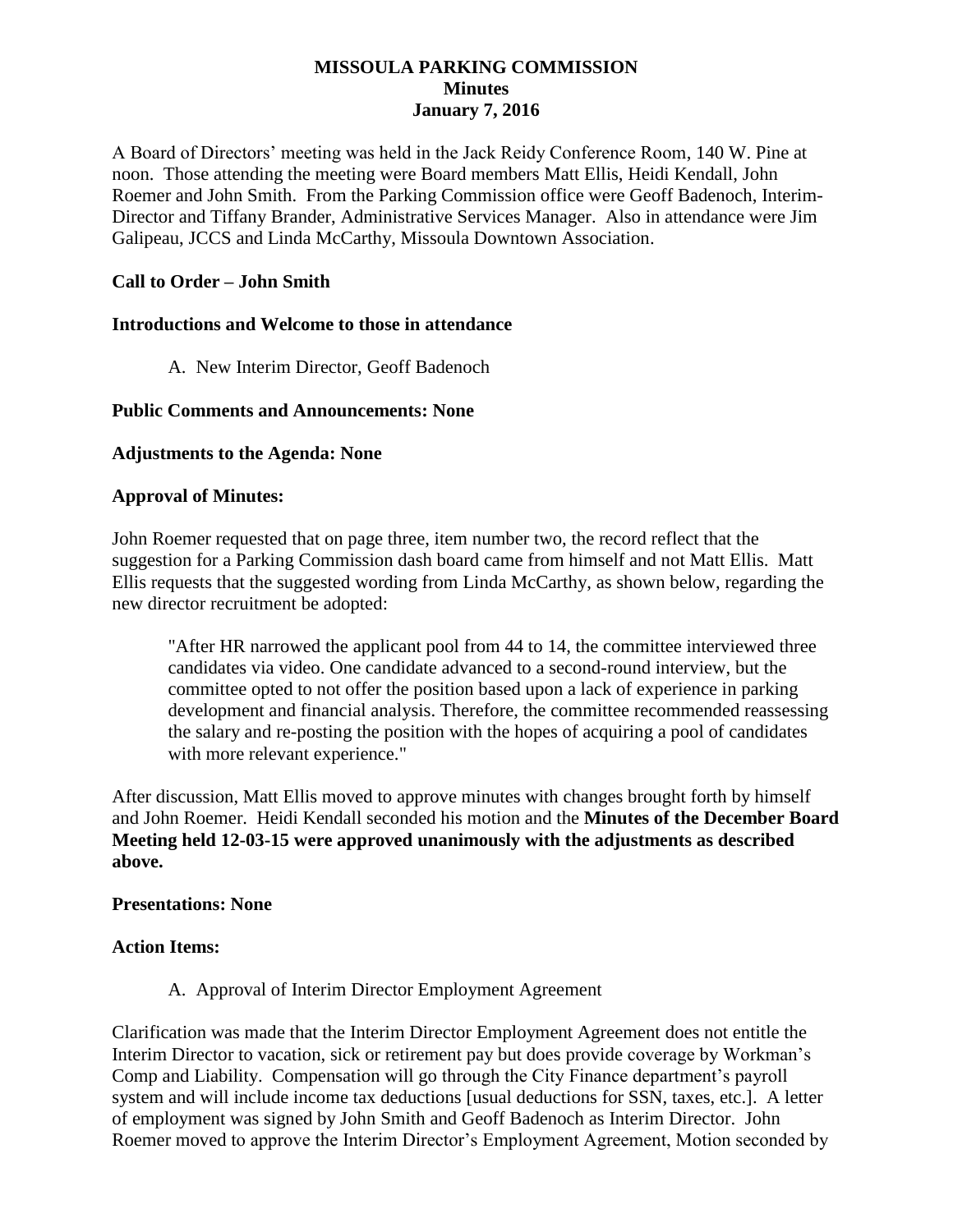# MISSOULA PARKING COMMISSION
## Minutes
## January 7, 2016

A Board of Directors' meeting was held in the Jack Reidy Conference Room, 140 W. Pine at noon. Those attending the meeting were Board members Matt Ellis, Heidi Kendall, John Roemer and John Smith. From the Parking Commission office were Geoff Badenoch, Interim-Director and Tiffany Brander, Administrative Services Manager. Also in attendance were Jim Galipeau, JCCS and Linda McCarthy, Missoula Downtown Association.

**Call to Order – John Smith**

**Introductions and Welcome to those in attendance**

A. New Interim Director, Geoff Badenoch

**Public Comments and Announcements: None**

**Adjustments to the Agenda: None**

**Approval of Minutes:**

John Roemer requested that on page three, item number two, the record reflect that the suggestion for a Parking Commission dash board came from himself and not Matt Ellis. Matt Ellis requests that the suggested wording from Linda McCarthy, as shown below, regarding the new director recruitment be adopted:

> "After HR narrowed the applicant pool from 44 to 14, the committee interviewed three candidates via video. One candidate advanced to a second-round interview, but the committee opted to not offer the position based upon a lack of experience in parking development and financial analysis. Therefore, the committee recommended reassessing the salary and re-posting the position with the hopes of acquiring a pool of candidates with more relevant experience."

After discussion, Matt Ellis moved to approve minutes with changes brought forth by himself and John Roemer. Heidi Kendall seconded his motion and the **Minutes of the December Board Meeting held 12-03-15 were approved unanimously with the adjustments as described above.**

**Presentations: None**

**Action Items:**

A. Approval of Interim Director Employment Agreement

Clarification was made that the Interim Director Employment Agreement does not entitle the Interim Director to vacation, sick or retirement pay but does provide coverage by Workman's Comp and Liability. Compensation will go through the City Finance department's payroll system and will include income tax deductions [usual deductions for SSN, taxes, etc.]. A letter of employment was signed by John Smith and Geoff Badenoch as Interim Director. John Roemer moved to approve the Interim Director's Employment Agreement, Motion seconded by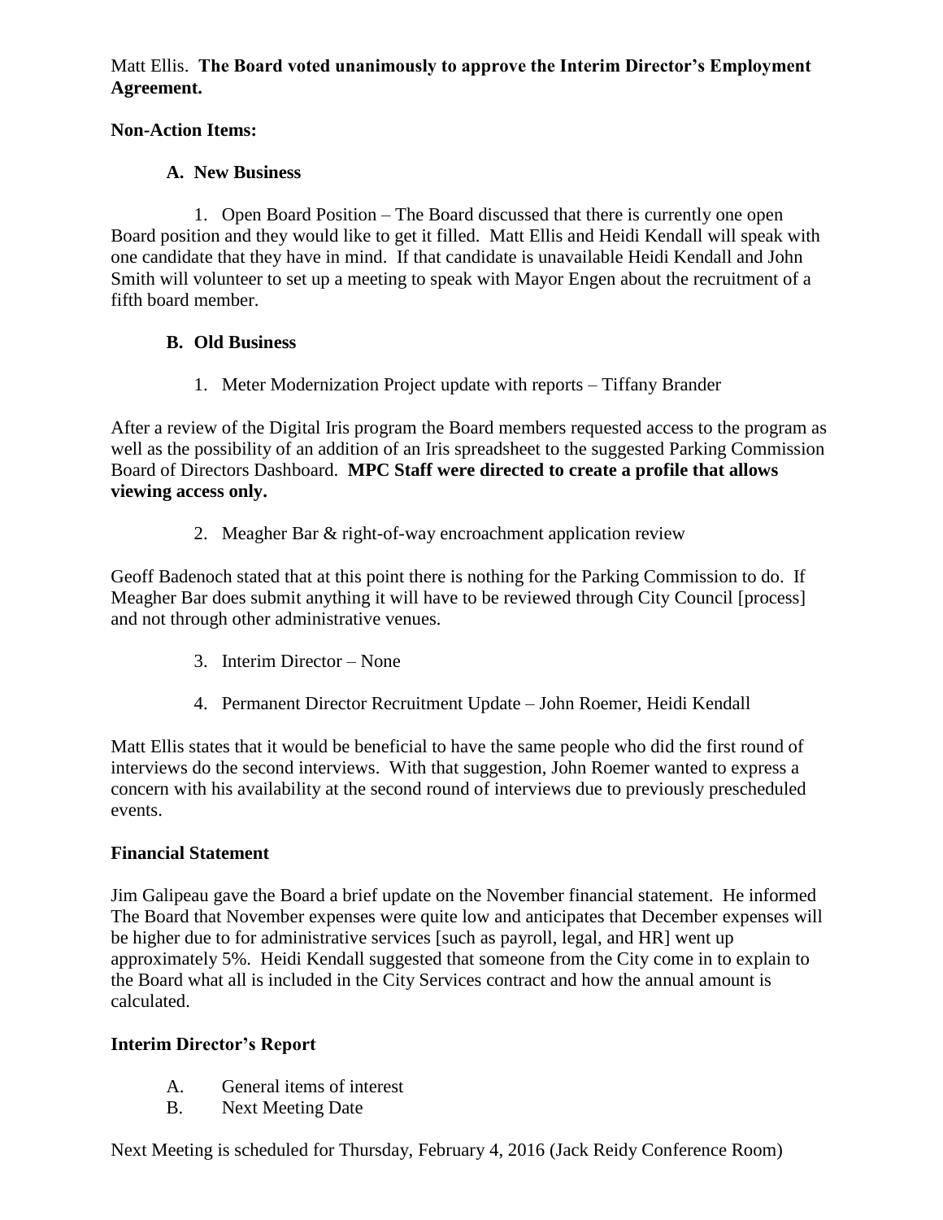Matt Ellis. **The Board voted unanimously to approve the Interim Director's Employment Agreement.**

**Non-Action Items:**

**A. New Business**

1. Open Board Position – The Board discussed that there is currently one open Board position and they would like to get it filled. Matt Ellis and Heidi Kendall will speak with one candidate that they have in mind. If that candidate is unavailable Heidi Kendall and John Smith will volunteer to set up a meeting to speak with Mayor Engen about the recruitment of a fifth board member.

**B. Old Business**

1. Meter Modernization Project update with reports – Tiffany Brander

After a review of the Digital Iris program the Board members requested access to the program as well as the possibility of an addition of an Iris spreadsheet to the suggested Parking Commission Board of Directors Dashboard. **MPC Staff were directed to create a profile that allows viewing access only.**

2. Meagher Bar & right-of-way encroachment application review

Geoff Badenoch stated that at this point there is nothing for the Parking Commission to do. If Meagher Bar does submit anything it will have to be reviewed through City Council [process] and not through other administrative venues.

3. Interim Director – None

4. Permanent Director Recruitment Update – John Roemer, Heidi Kendall

Matt Ellis states that it would be beneficial to have the same people who did the first round of interviews do the second interviews. With that suggestion, John Roemer wanted to express a concern with his availability at the second round of interviews due to previously prescheduled events.

**Financial Statement**

Jim Galipeau gave the Board a brief update on the November financial statement. He informed The Board that November expenses were quite low and anticipates that December expenses will be higher due to for administrative services [such as payroll, legal, and HR] went up approximately 5%. Heidi Kendall suggested that someone from the City come in to explain to the Board what all is included in the City Services contract and how the annual amount is calculated.

**Interim Director's Report**

A. General items of interest
B. Next Meeting Date

Next Meeting is scheduled for Thursday, February 4, 2016 (Jack Reidy Conference Room)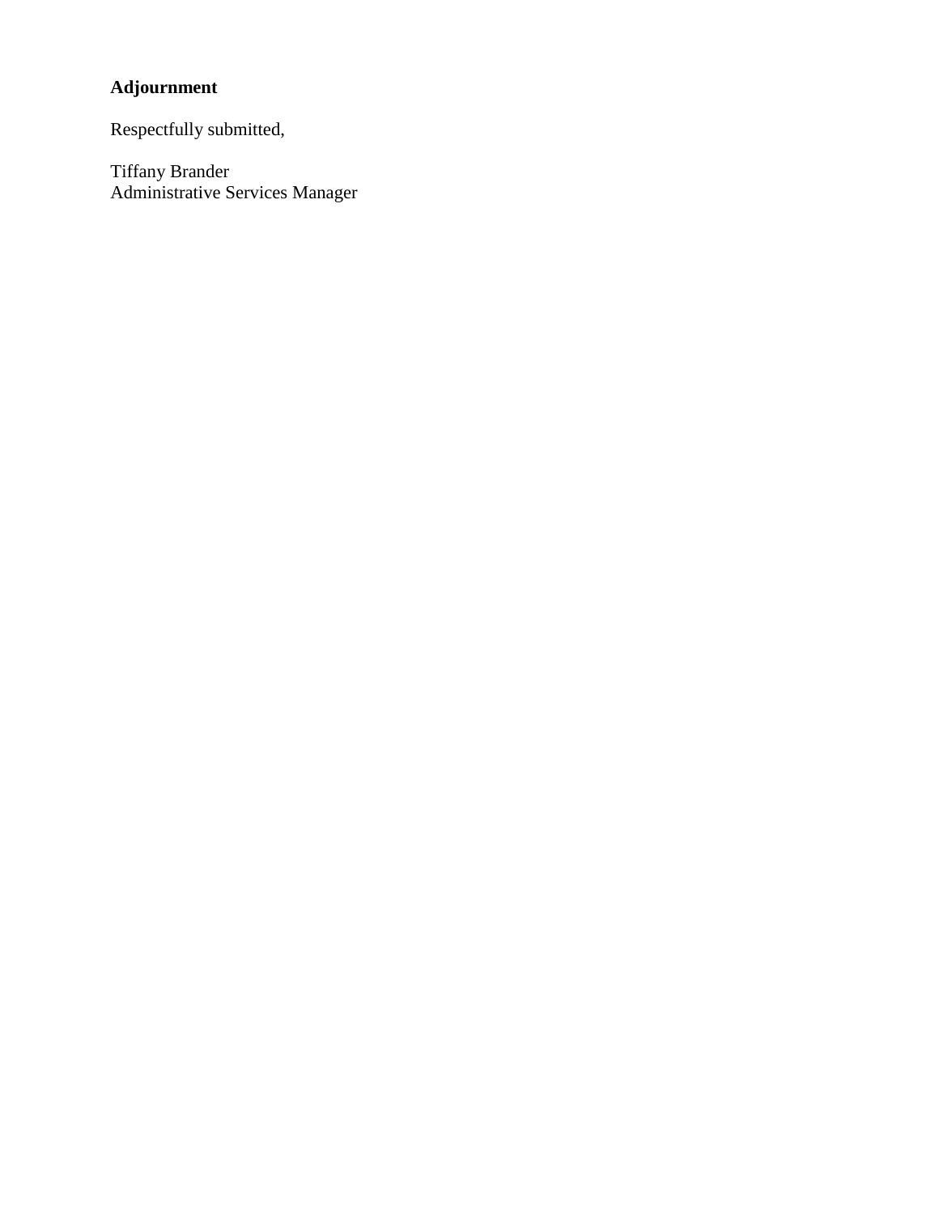**Adjournment**

Respectfully submitted,

Tiffany Brander  
Administrative Services Manager